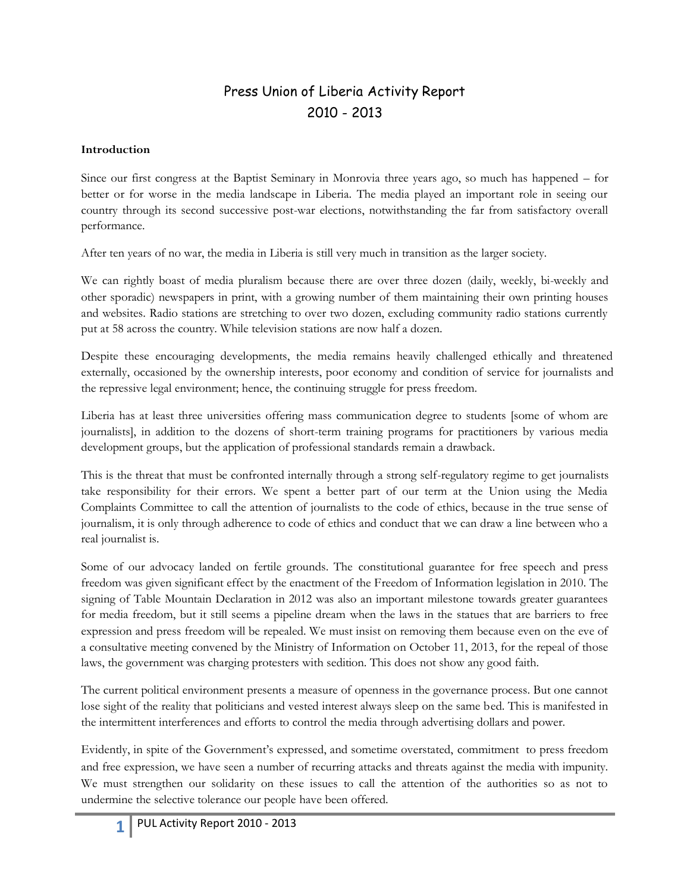# Press Union of Liberia Activity Report
# 2010 - 2013

**Introduction**

Since our first congress at the Baptist Seminary in Monrovia three years ago, so much has happened – for better or for worse in the media landscape in Liberia. The media played an important role in seeing our country through its second successive post-war elections, notwithstanding the far from satisfactory overall performance.

After ten years of no war, the media in Liberia is still very much in transition as the larger society.

We can rightly boast of media pluralism because there are over three dozen (daily, weekly, bi-weekly and other sporadic) newspapers in print, with a growing number of them maintaining their own printing houses and websites. Radio stations are stretching to over two dozen, excluding community radio stations currently put at 58 across the country. While television stations are now half a dozen.

Despite these encouraging developments, the media remains heavily challenged ethically and threatened externally, occasioned by the ownership interests, poor economy and condition of service for journalists and the repressive legal environment; hence, the continuing struggle for press freedom.

Liberia has at least three universities offering mass communication degree to students [some of whom are journalists], in addition to the dozens of short-term training programs for practitioners by various media development groups, but the application of professional standards remain a drawback.

This is the threat that must be confronted internally through a strong self-regulatory regime to get journalists take responsibility for their errors. We spent a better part of our term at the Union using the Media Complaints Committee to call the attention of journalists to the code of ethics, because in the true sense of journalism, it is only through adherence to code of ethics and conduct that we can draw a line between who a real journalist is.

Some of our advocacy landed on fertile grounds. The constitutional guarantee for free speech and press freedom was given significant effect by the enactment of the Freedom of Information legislation in 2010. The signing of Table Mountain Declaration in 2012 was also an important milestone towards greater guarantees for media freedom, but it still seems a pipeline dream when the laws in the statues that are barriers to free expression and press freedom will be repealed. We must insist on removing them because even on the eve of a consultative meeting convened by the Ministry of Information on October 11, 2013, for the repeal of those laws, the government was charging protesters with sedition. This does not show any good faith.

The current political environment presents a measure of openness in the governance process. But one cannot lose sight of the reality that politicians and vested interest always sleep on the same bed. This is manifested in the intermittent interferences and efforts to control the media through advertising dollars and power.

Evidently, in spite of the Government's expressed, and sometime overstated, commitment to press freedom and free expression, we have seen a number of recurring attacks and threats against the media with impunity. We must strengthen our solidarity on these issues to call the attention of the authorities so as not to undermine the selective tolerance our people have been offered.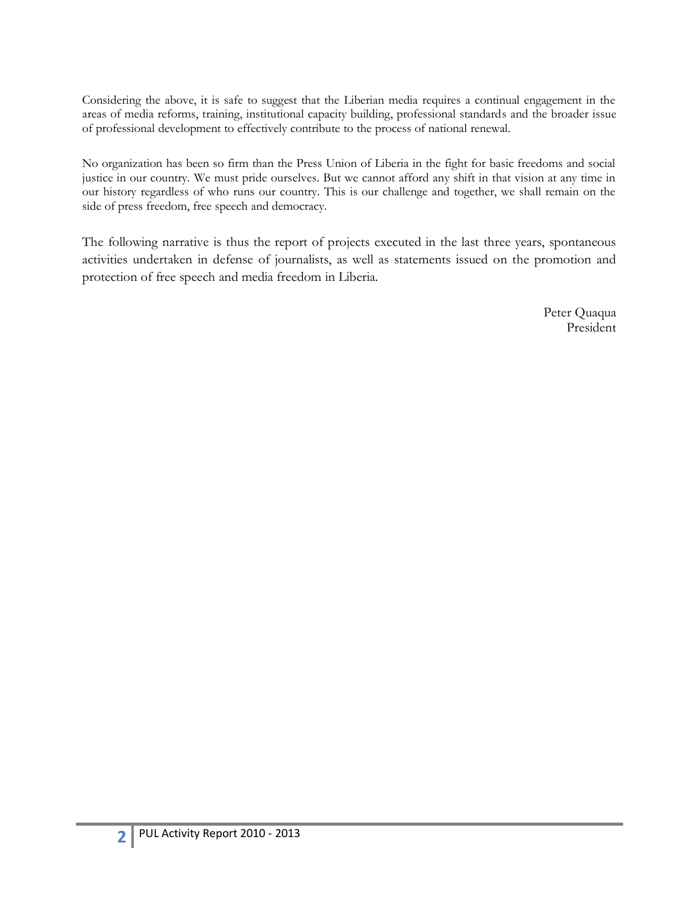Considering the above, it is safe to suggest that the Liberian media requires a continual engagement in the areas of media reforms, training, institutional capacity building, professional standards and the broader issue of professional development to effectively contribute to the process of national renewal.

No organization has been so firm than the Press Union of Liberia in the fight for basic freedoms and social justice in our country. We must pride ourselves. But we cannot afford any shift in that vision at any time in our history regardless of who runs our country. This is our challenge and together, we shall remain on the side of press freedom, free speech and democracy.

The following narrative is thus the report of projects executed in the last three years, spontaneous activities undertaken in defense of journalists, as well as statements issued on the promotion and protection of free speech and media freedom in Liberia.

Peter Quaqua
President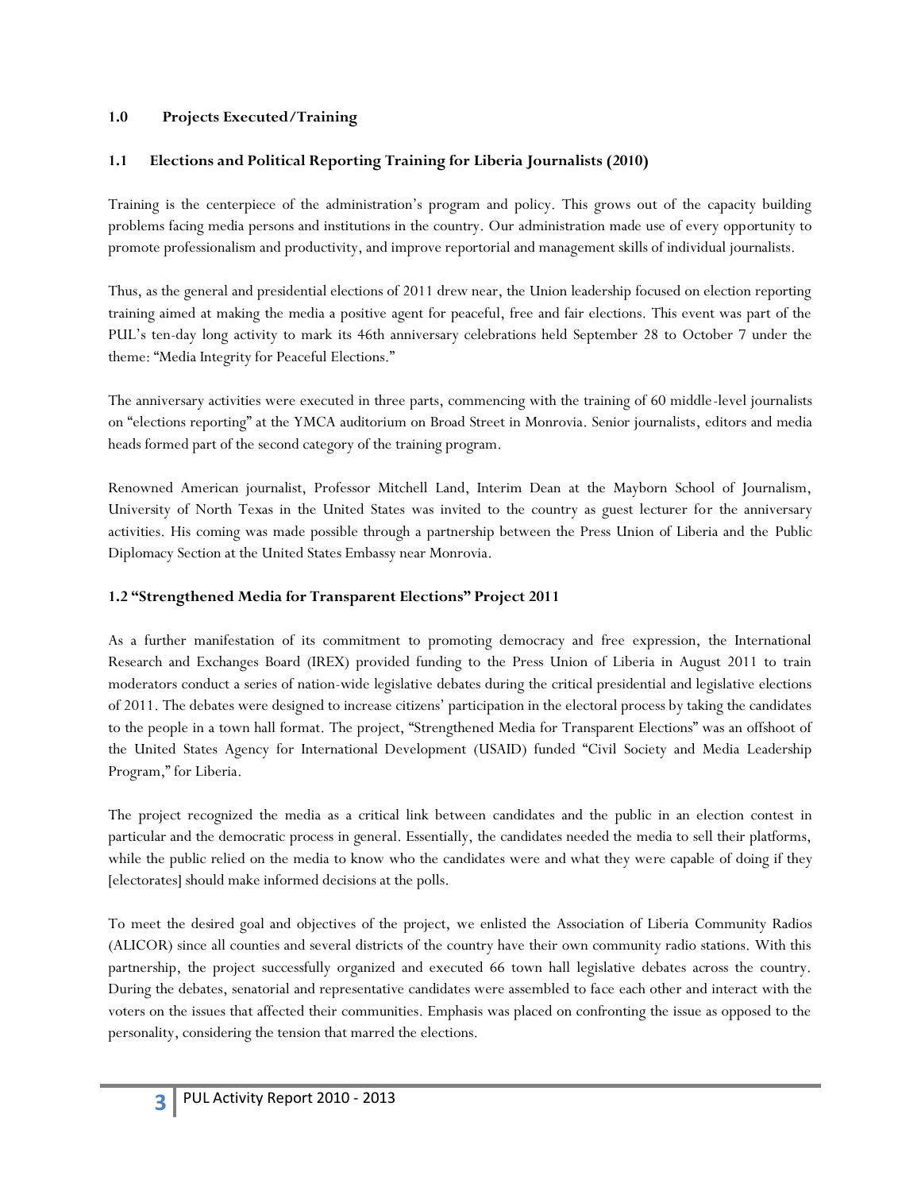## 1.0 Projects Executed/Training

### 1.1 Elections and Political Reporting Training for Liberia Journalists (2010)

Training is the centerpiece of the administration's program and policy. This grows out of the capacity building problems facing media persons and institutions in the country. Our administration made use of every opportunity to promote professionalism and productivity, and improve reportorial and management skills of individual journalists.

Thus, as the general and presidential elections of 2011 drew near, the Union leadership focused on election reporting training aimed at making the media a positive agent for peaceful, free and fair elections. This event was part of the PUL's ten-day long activity to mark its 46th anniversary celebrations held September 28 to October 7 under the theme: "Media Integrity for Peaceful Elections."

The anniversary activities were executed in three parts, commencing with the training of 60 middle-level journalists on "elections reporting" at the YMCA auditorium on Broad Street in Monrovia. Senior journalists, editors and media heads formed part of the second category of the training program.

Renowned American journalist, Professor Mitchell Land, Interim Dean at the Mayborn School of Journalism, University of North Texas in the United States was invited to the country as guest lecturer for the anniversary activities. His coming was made possible through a partnership between the Press Union of Liberia and the Public Diplomacy Section at the United States Embassy near Monrovia.

### 1.2 "Strengthened Media for Transparent Elections" Project 2011

As a further manifestation of its commitment to promoting democracy and free expression, the International Research and Exchanges Board (IREX) provided funding to the Press Union of Liberia in August 2011 to train moderators conduct a series of nation-wide legislative debates during the critical presidential and legislative elections of 2011. The debates were designed to increase citizens' participation in the electoral process by taking the candidates to the people in a town hall format. The project, "Strengthened Media for Transparent Elections" was an offshoot of the United States Agency for International Development (USAID) funded "Civil Society and Media Leadership Program," for Liberia.

The project recognized the media as a critical link between candidates and the public in an election contest in particular and the democratic process in general. Essentially, the candidates needed the media to sell their platforms, while the public relied on the media to know who the candidates were and what they were capable of doing if they [electorates] should make informed decisions at the polls.

To meet the desired goal and objectives of the project, we enlisted the Association of Liberia Community Radios (ALICOR) since all counties and several districts of the country have their own community radio stations. With this partnership, the project successfully organized and executed 66 town hall legislative debates across the country. During the debates, senatorial and representative candidates were assembled to face each other and interact with the voters on the issues that affected their communities. Emphasis was placed on confronting the issue as opposed to the personality, considering the tension that marred the elections.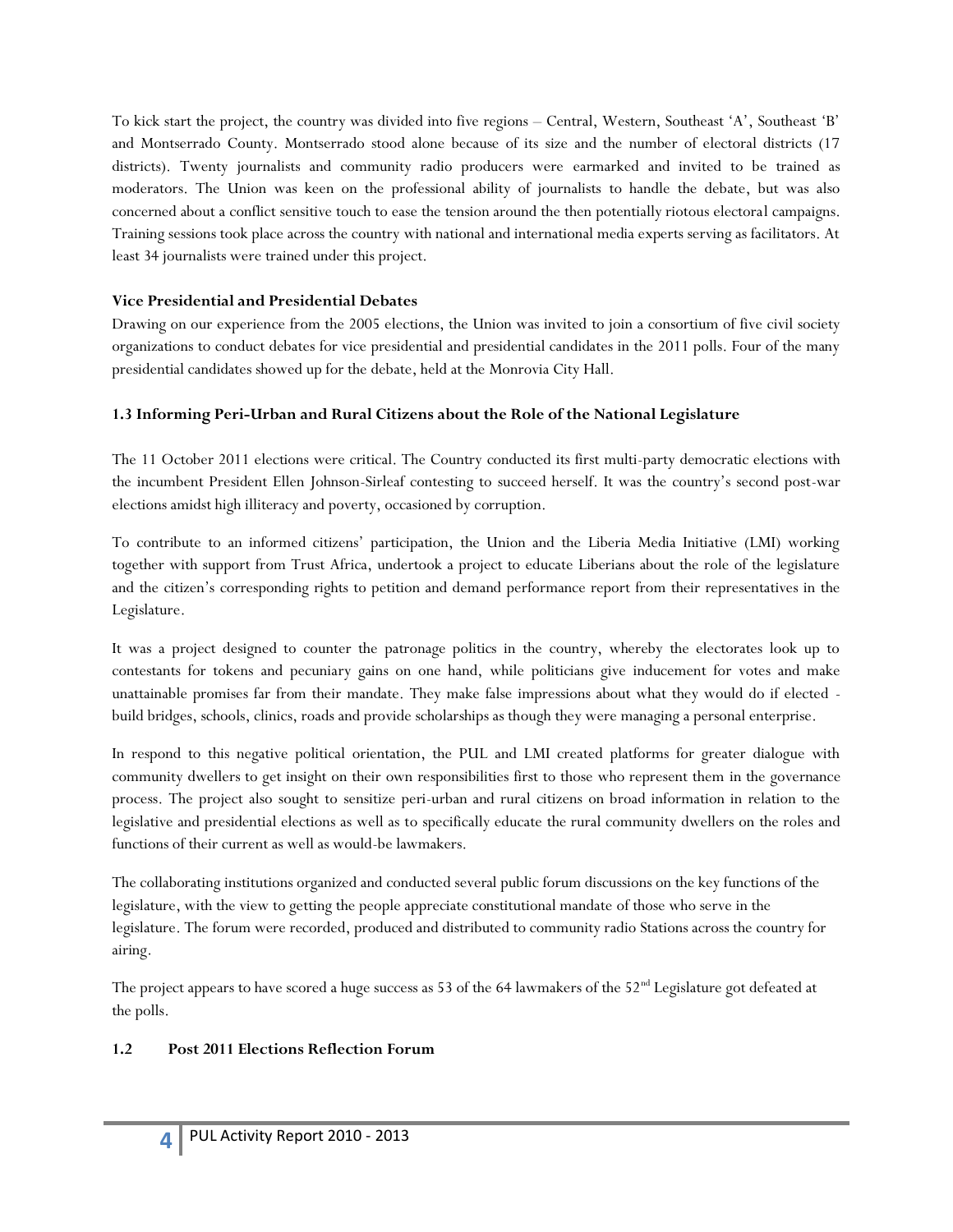To kick start the project, the country was divided into five regions – Central, Western, Southeast 'A', Southeast 'B' and Montserrado County. Montserrado stood alone because of its size and the number of electoral districts (17 districts). Twenty journalists and community radio producers were earmarked and invited to be trained as moderators. The Union was keen on the professional ability of journalists to handle the debate, but was also concerned about a conflict sensitive touch to ease the tension around the then potentially riotous electoral campaigns. Training sessions took place across the country with national and international media experts serving as facilitators. At least 34 journalists were trained under this project.

**Vice Presidential and Presidential Debates**

Drawing on our experience from the 2005 elections, the Union was invited to join a consortium of five civil society organizations to conduct debates for vice presidential and presidential candidates in the 2011 polls. Four of the many presidential candidates showed up for the debate, held at the Monrovia City Hall.

### 1.3 Informing Peri-Urban and Rural Citizens about the Role of the National Legislature

The 11 October 2011 elections were critical. The Country conducted its first multi-party democratic elections with the incumbent President Ellen Johnson-Sirleaf contesting to succeed herself. It was the country's second post-war elections amidst high illiteracy and poverty, occasioned by corruption.

To contribute to an informed citizens' participation, the Union and the Liberia Media Initiative (LMI) working together with support from Trust Africa, undertook a project to educate Liberians about the role of the legislature and the citizen's corresponding rights to petition and demand performance report from their representatives in the Legislature.

It was a project designed to counter the patronage politics in the country, whereby the electorates look up to contestants for tokens and pecuniary gains on one hand, while politicians give inducement for votes and make unattainable promises far from their mandate. They make false impressions about what they would do if elected - build bridges, schools, clinics, roads and provide scholarships as though they were managing a personal enterprise.

In respond to this negative political orientation, the PUL and LMI created platforms for greater dialogue with community dwellers to get insight on their own responsibilities first to those who represent them in the governance process. The project also sought to sensitize peri-urban and rural citizens on broad information in relation to the legislative and presidential elections as well as to specifically educate the rural community dwellers on the roles and functions of their current as well as would-be lawmakers.

The collaborating institutions organized and conducted several public forum discussions on the key functions of the legislature, with the view to getting the people appreciate constitutional mandate of those who serve in the legislature. The forum were recorded, produced and distributed to community radio Stations across the country for airing.

The project appears to have scored a huge success as 53 of the 64 lawmakers of the 52nd Legislature got defeated at the polls.

### 1.2 Post 2011 Elections Reflection Forum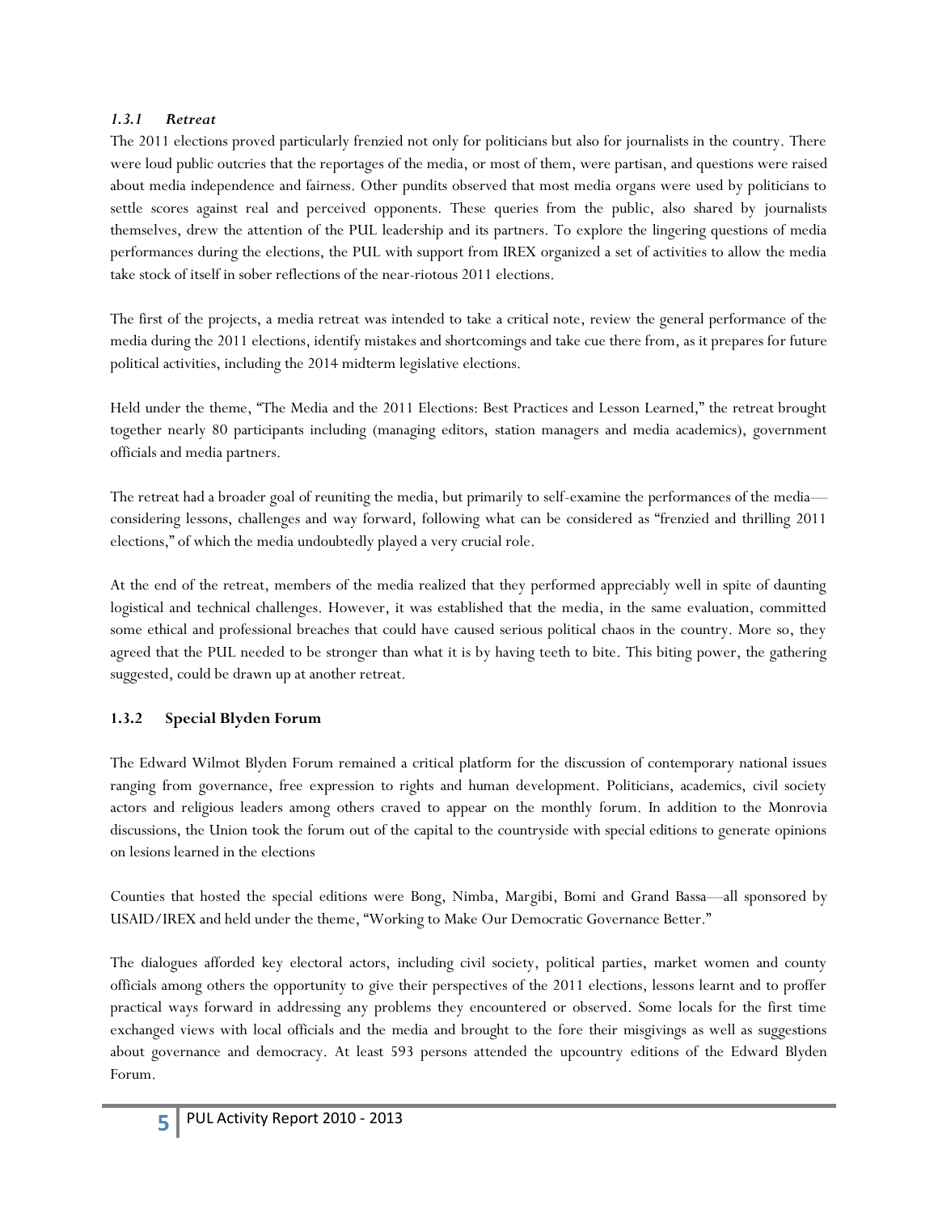### *1.3.1 Retreat*

The 2011 elections proved particularly frenzied not only for politicians but also for journalists in the country. There were loud public outcries that the reportages of the media, or most of them, were partisan, and questions were raised about media independence and fairness. Other pundits observed that most media organs were used by politicians to settle scores against real and perceived opponents. These queries from the public, also shared by journalists themselves, drew the attention of the PUL leadership and its partners. To explore the lingering questions of media performances during the elections, the PUL with support from IREX organized a set of activities to allow the media take stock of itself in sober reflections of the near-riotous 2011 elections.

The first of the projects, a media retreat was intended to take a critical note, review the general performance of the media during the 2011 elections, identify mistakes and shortcomings and take cue there from, as it prepares for future political activities, including the 2014 midterm legislative elections.

Held under the theme, "The Media and the 2011 Elections: Best Practices and Lesson Learned," the retreat brought together nearly 80 participants including (managing editors, station managers and media academics), government officials and media partners.

The retreat had a broader goal of reuniting the media, but primarily to self-examine the performances of the media—considering lessons, challenges and way forward, following what can be considered as "frenzied and thrilling 2011 elections," of which the media undoubtedly played a very crucial role.

At the end of the retreat, members of the media realized that they performed appreciably well in spite of daunting logistical and technical challenges. However, it was established that the media, in the same evaluation, committed some ethical and professional breaches that could have caused serious political chaos in the country. More so, they agreed that the PUL needed to be stronger than what it is by having teeth to bite. This biting power, the gathering suggested, could be drawn up at another retreat.

### 1.3.2 Special Blyden Forum

The Edward Wilmot Blyden Forum remained a critical platform for the discussion of contemporary national issues ranging from governance, free expression to rights and human development. Politicians, academics, civil society actors and religious leaders among others craved to appear on the monthly forum. In addition to the Monrovia discussions, the Union took the forum out of the capital to the countryside with special editions to generate opinions on lesions learned in the elections

Counties that hosted the special editions were Bong, Nimba, Margibi, Bomi and Grand Bassa—all sponsored by USAID/IREX and held under the theme, "Working to Make Our Democratic Governance Better."

The dialogues afforded key electoral actors, including civil society, political parties, market women and county officials among others the opportunity to give their perspectives of the 2011 elections, lessons learnt and to proffer practical ways forward in addressing any problems they encountered or observed. Some locals for the first time exchanged views with local officials and the media and brought to the fore their misgivings as well as suggestions about governance and democracy. At least 593 persons attended the upcountry editions of the Edward Blyden Forum.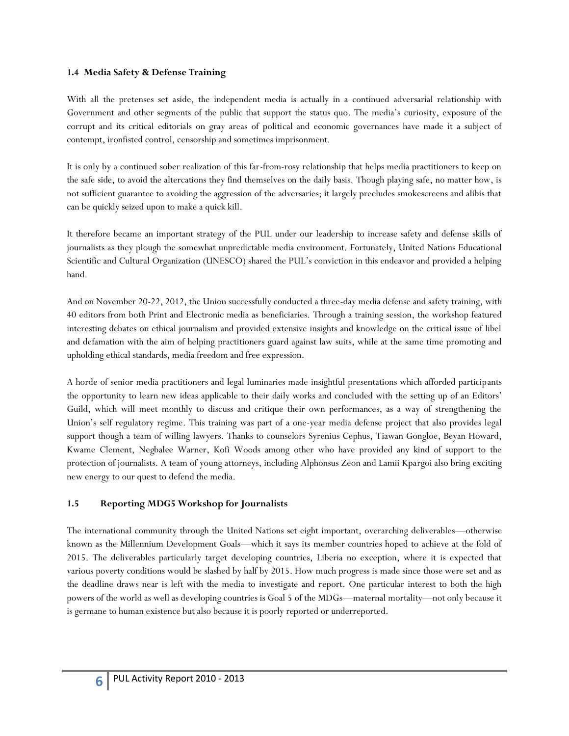### 1.4 Media Safety & Defense Training

With all the pretenses set aside, the independent media is actually in a continued adversarial relationship with Government and other segments of the public that support the status quo. The media's curiosity, exposure of the corrupt and its critical editorials on gray areas of political and economic governances have made it a subject of contempt, ironfisted control, censorship and sometimes imprisonment.

It is only by a continued sober realization of this far-from-rosy relationship that helps media practitioners to keep on the safe side, to avoid the altercations they find themselves on the daily basis. Though playing safe, no matter how, is not sufficient guarantee to avoiding the aggression of the adversaries; it largely precludes smokescreens and alibis that can be quickly seized upon to make a quick kill.

It therefore became an important strategy of the PUL under our leadership to increase safety and defense skills of journalists as they plough the somewhat unpredictable media environment. Fortunately, United Nations Educational Scientific and Cultural Organization (UNESCO) shared the PUL's conviction in this endeavor and provided a helping hand.

And on November 20-22, 2012, the Union successfully conducted a three-day media defense and safety training, with 40 editors from both Print and Electronic media as beneficiaries. Through a training session, the workshop featured interesting debates on ethical journalism and provided extensive insights and knowledge on the critical issue of libel and defamation with the aim of helping practitioners guard against law suits, while at the same time promoting and upholding ethical standards, media freedom and free expression.

A horde of senior media practitioners and legal luminaries made insightful presentations which afforded participants the opportunity to learn new ideas applicable to their daily works and concluded with the setting up of an Editors' Guild, which will meet monthly to discuss and critique their own performances, as a way of strengthening the Union's self regulatory regime. This training was part of a one-year media defense project that also provides legal support though a team of willing lawyers. Thanks to counselors Syrenius Cephus, Tiawan Gongloe, Beyan Howard, Kwame Clement, Negbalee Warner, Kofi Woods among other who have provided any kind of support to the protection of journalists. A team of young attorneys, including Alphonsus Zeon and Lamii Kpargoi also bring exciting new energy to our quest to defend the media.

### 1.5 Reporting MDG5 Workshop for Journalists

The international community through the United Nations set eight important, overarching deliverables—otherwise known as the Millennium Development Goals—which it says its member countries hoped to achieve at the fold of 2015. The deliverables particularly target developing countries, Liberia no exception, where it is expected that various poverty conditions would be slashed by half by 2015. How much progress is made since those were set and as the deadline draws near is left with the media to investigate and report. One particular interest to both the high powers of the world as well as developing countries is Goal 5 of the MDGs—maternal mortality—not only because it is germane to human existence but also because it is poorly reported or underreported.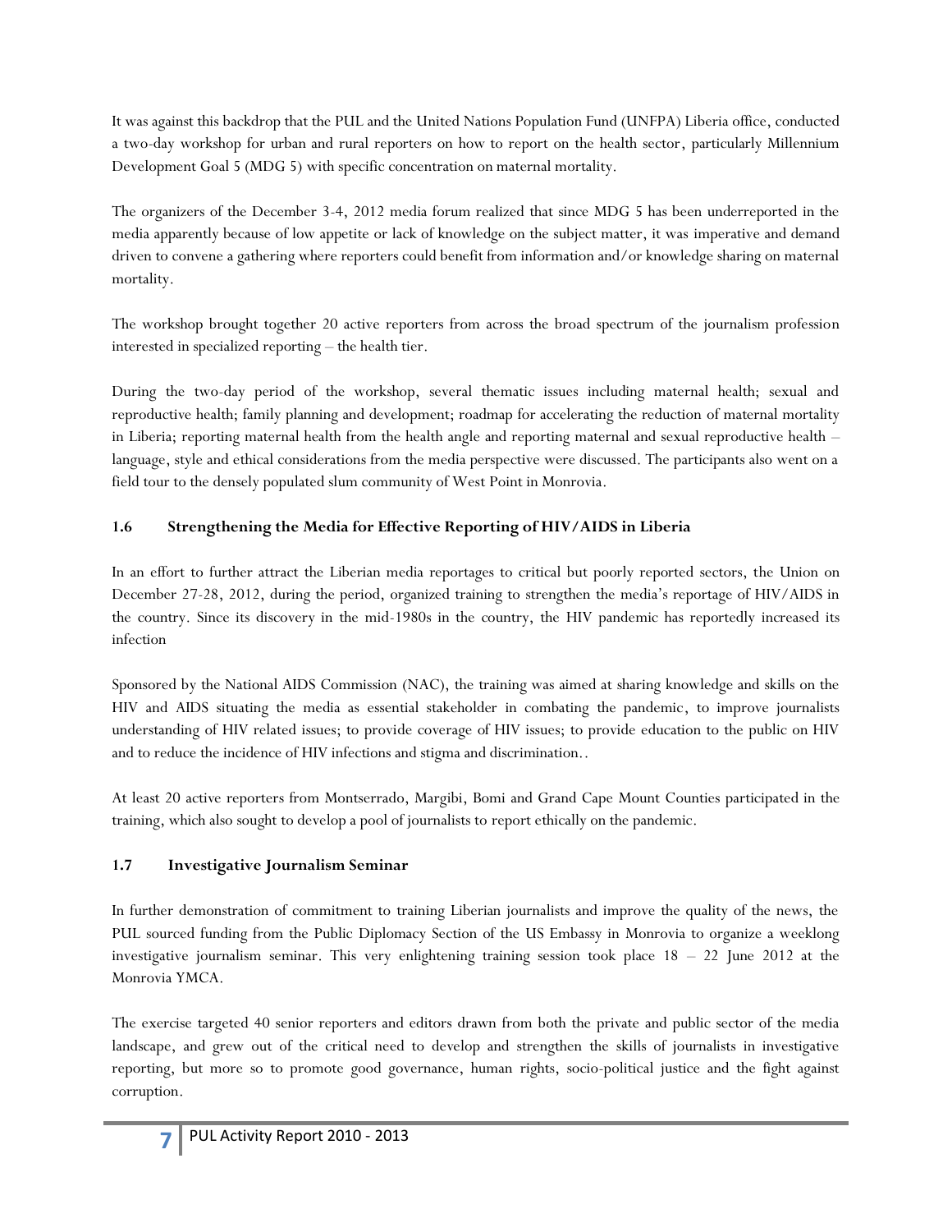It was against this backdrop that the PUL and the United Nations Population Fund (UNFPA) Liberia office, conducted a two-day workshop for urban and rural reporters on how to report on the health sector, particularly Millennium Development Goal 5 (MDG 5) with specific concentration on maternal mortality.

The organizers of the December 3-4, 2012 media forum realized that since MDG 5 has been underreported in the media apparently because of low appetite or lack of knowledge on the subject matter, it was imperative and demand driven to convene a gathering where reporters could benefit from information and/or knowledge sharing on maternal mortality.

The workshop brought together 20 active reporters from across the broad spectrum of the journalism profession interested in specialized reporting – the health tier.

During the two-day period of the workshop, several thematic issues including maternal health; sexual and reproductive health; family planning and development; roadmap for accelerating the reduction of maternal mortality in Liberia; reporting maternal health from the health angle and reporting maternal and sexual reproductive health – language, style and ethical considerations from the media perspective were discussed. The participants also went on a field tour to the densely populated slum community of West Point in Monrovia.

### 1.6 Strengthening the Media for Effective Reporting of HIV/AIDS in Liberia

In an effort to further attract the Liberian media reportages to critical but poorly reported sectors, the Union on December 27-28, 2012, during the period, organized training to strengthen the media's reportage of HIV/AIDS in the country. Since its discovery in the mid-1980s in the country, the HIV pandemic has reportedly increased its infection

Sponsored by the National AIDS Commission (NAC), the training was aimed at sharing knowledge and skills on the HIV and AIDS situating the media as essential stakeholder in combating the pandemic, to improve journalists understanding of HIV related issues; to provide coverage of HIV issues; to provide education to the public on HIV and to reduce the incidence of HIV infections and stigma and discrimination..

At least 20 active reporters from Montserrado, Margibi, Bomi and Grand Cape Mount Counties participated in the training, which also sought to develop a pool of journalists to report ethically on the pandemic.

### 1.7 Investigative Journalism Seminar

In further demonstration of commitment to training Liberian journalists and improve the quality of the news, the PUL sourced funding from the Public Diplomacy Section of the US Embassy in Monrovia to organize a weeklong investigative journalism seminar. This very enlightening training session took place 18 – 22 June 2012 at the Monrovia YMCA.

The exercise targeted 40 senior reporters and editors drawn from both the private and public sector of the media landscape, and grew out of the critical need to develop and strengthen the skills of journalists in investigative reporting, but more so to promote good governance, human rights, socio-political justice and the fight against corruption.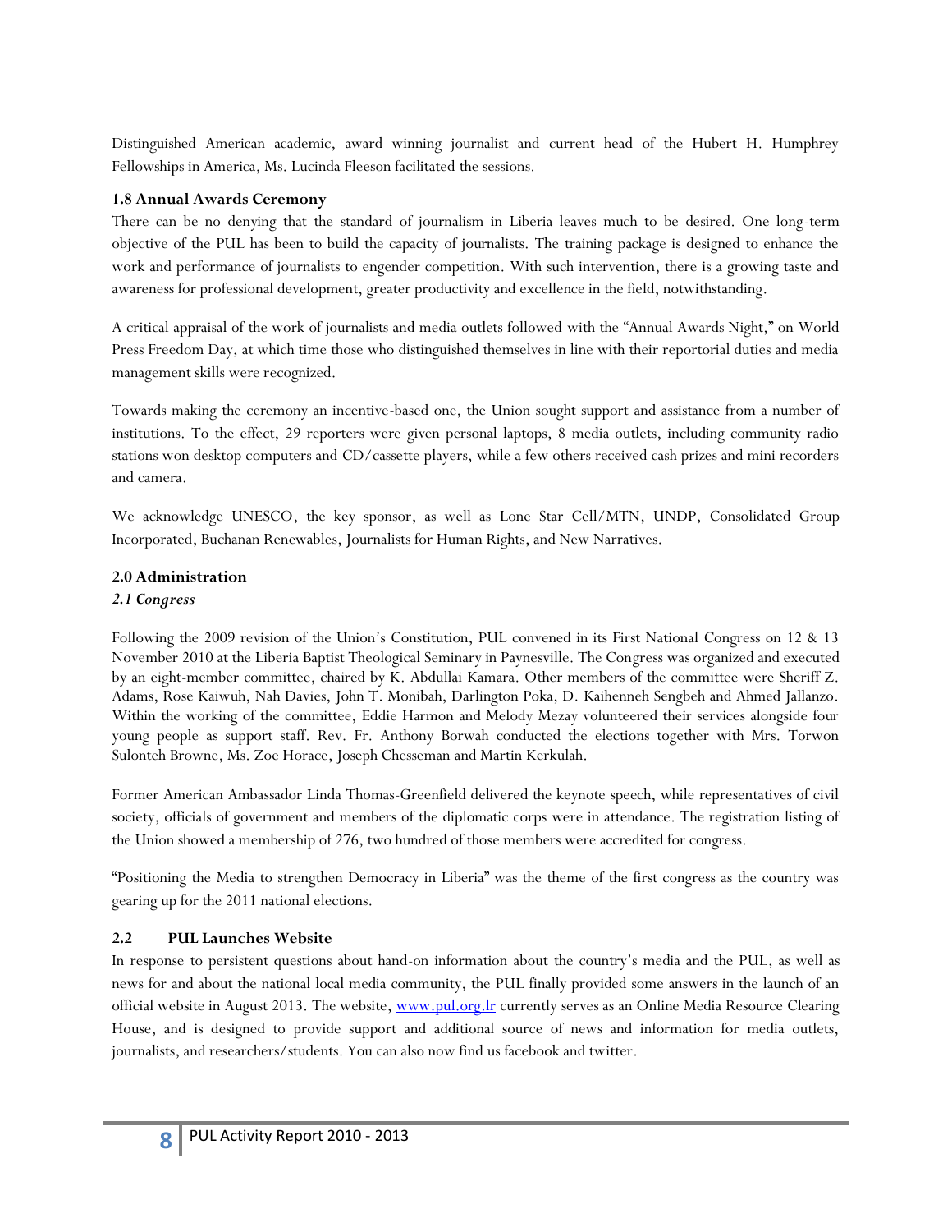Distinguished American academic, award winning journalist and current head of the Hubert H. Humphrey Fellowships in America, Ms. Lucinda Fleeson facilitated the sessions.

### 1.8 Annual Awards Ceremony

There can be no denying that the standard of journalism in Liberia leaves much to be desired. One long-term objective of the PUL has been to build the capacity of journalists. The training package is designed to enhance the work and performance of journalists to engender competition. With such intervention, there is a growing taste and awareness for professional development, greater productivity and excellence in the field, notwithstanding.

A critical appraisal of the work of journalists and media outlets followed with the "Annual Awards Night," on World Press Freedom Day, at which time those who distinguished themselves in line with their reportorial duties and media management skills were recognized.

Towards making the ceremony an incentive-based one, the Union sought support and assistance from a number of institutions. To the effect, 29 reporters were given personal laptops, 8 media outlets, including community radio stations won desktop computers and CD/cassette players, while a few others received cash prizes and mini recorders and camera.

We acknowledge UNESCO, the key sponsor, as well as Lone Star Cell/MTN, UNDP, Consolidated Group Incorporated, Buchanan Renewables, Journalists for Human Rights, and New Narratives.

## 2.0 Administration

### *2.1 Congress*

Following the 2009 revision of the Union's Constitution, PUL convened in its First National Congress on 12 & 13 November 2010 at the Liberia Baptist Theological Seminary in Paynesville. The Congress was organized and executed by an eight-member committee, chaired by K. Abdullai Kamara. Other members of the committee were Sheriff Z. Adams, Rose Kaiwuh, Nah Davies, John T. Monibah, Darlington Poka, D. Kaihenneh Sengbeh and Ahmed Jallanzo. Within the working of the committee, Eddie Harmon and Melody Mezay volunteered their services alongside four young people as support staff. Rev. Fr. Anthony Borwah conducted the elections together with Mrs. Torwon Sulonteh Browne, Ms. Zoe Horace, Joseph Chesseman and Martin Kerkulah.

Former American Ambassador Linda Thomas-Greenfield delivered the keynote speech, while representatives of civil society, officials of government and members of the diplomatic corps were in attendance. The registration listing of the Union showed a membership of 276, two hundred of those members were accredited for congress.

"Positioning the Media to strengthen Democracy in Liberia" was the theme of the first congress as the country was gearing up for the 2011 national elections.

### 2.2 PUL Launches Website

In response to persistent questions about hand-on information about the country's media and the PUL, as well as news for and about the national local media community, the PUL finally provided some answers in the launch of an official website in August 2013. The website, [www.pul.org.lr](http://www.pul.org.lr) currently serves as an Online Media Resource Clearing House, and is designed to provide support and additional source of news and information for media outlets, journalists, and researchers/students. You can also now find us facebook and twitter.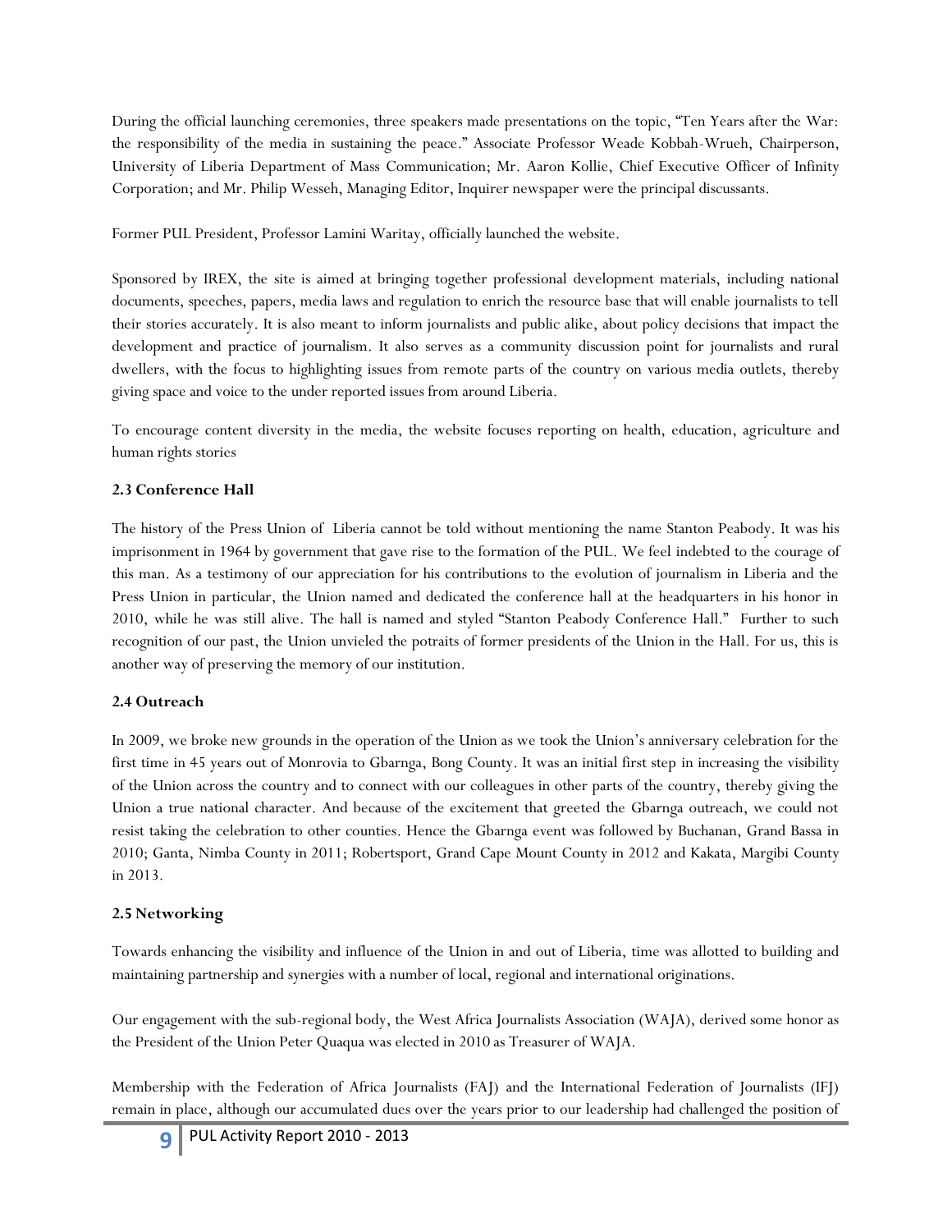During the official launching ceremonies, three speakers made presentations on the topic, "Ten Years after the War: the responsibility of the media in sustaining the peace." Associate Professor Weade Kobbah-Wrueh, Chairperson, University of Liberia Department of Mass Communication; Mr. Aaron Kollie, Chief Executive Officer of Infinity Corporation; and Mr. Philip Wesseh, Managing Editor, Inquirer newspaper were the principal discussants.

Former PUL President, Professor Lamini Waritay, officially launched the website.

Sponsored by IREX, the site is aimed at bringing together professional development materials, including national documents, speeches, papers, media laws and regulation to enrich the resource base that will enable journalists to tell their stories accurately. It is also meant to inform journalists and public alike, about policy decisions that impact the development and practice of journalism. It also serves as a community discussion point for journalists and rural dwellers, with the focus to highlighting issues from remote parts of the country on various media outlets, thereby giving space and voice to the under reported issues from around Liberia.

To encourage content diversity in the media, the website focuses reporting on health, education, agriculture and human rights stories

### 2.3 Conference Hall

The history of the Press Union of Liberia cannot be told without mentioning the name Stanton Peabody. It was his imprisonment in 1964 by government that gave rise to the formation of the PUL. We feel indebted to the courage of this man. As a testimony of our appreciation for his contributions to the evolution of journalism in Liberia and the Press Union in particular, the Union named and dedicated the conference hall at the headquarters in his honor in 2010, while he was still alive. The hall is named and styled "Stanton Peabody Conference Hall." Further to such recognition of our past, the Union unvieled the potraits of former presidents of the Union in the Hall. For us, this is another way of preserving the memory of our institution.

### 2.4 Outreach

In 2009, we broke new grounds in the operation of the Union as we took the Union's anniversary celebration for the first time in 45 years out of Monrovia to Gbarnga, Bong County. It was an initial first step in increasing the visibility of the Union across the country and to connect with our colleagues in other parts of the country, thereby giving the Union a true national character. And because of the excitement that greeted the Gbarnga outreach, we could not resist taking the celebration to other counties. Hence the Gbarnga event was followed by Buchanan, Grand Bassa in 2010; Ganta, Nimba County in 2011; Robertsport, Grand Cape Mount County in 2012 and Kakata, Margibi County in 2013.

### 2.5 Networking

Towards enhancing the visibility and influence of the Union in and out of Liberia, time was allotted to building and maintaining partnership and synergies with a number of local, regional and international originations.

Our engagement with the sub-regional body, the West Africa Journalists Association (WAJA), derived some honor as the President of the Union Peter Quaqua was elected in 2010 as Treasurer of WAJA.

Membership with the Federation of Africa Journalists (FAJ) and the International Federation of Journalists (IFJ) remain in place, although our accumulated dues over the years prior to our leadership had challenged the position of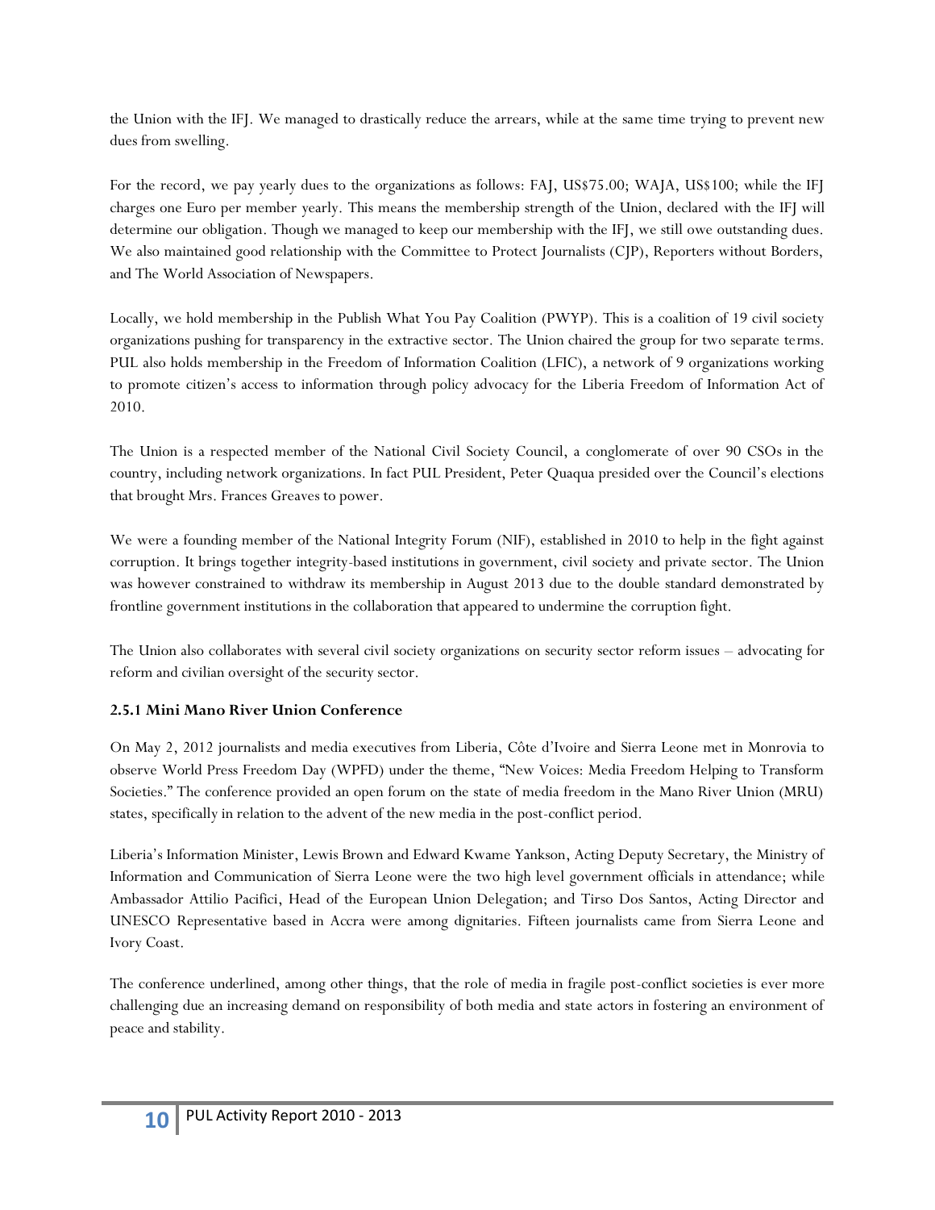the Union with the IFJ. We managed to drastically reduce the arrears, while at the same time trying to prevent new dues from swelling.

For the record, we pay yearly dues to the organizations as follows: FAJ, US$75.00; WAJA, US$100; while the IFJ charges one Euro per member yearly. This means the membership strength of the Union, declared with the IFJ will determine our obligation. Though we managed to keep our membership with the IFJ, we still owe outstanding dues. We also maintained good relationship with the Committee to Protect Journalists (CJP), Reporters without Borders, and The World Association of Newspapers.

Locally, we hold membership in the Publish What You Pay Coalition (PWYP). This is a coalition of 19 civil society organizations pushing for transparency in the extractive sector. The Union chaired the group for two separate terms. PUL also holds membership in the Freedom of Information Coalition (LFIC), a network of 9 organizations working to promote citizen's access to information through policy advocacy for the Liberia Freedom of Information Act of 2010.

The Union is a respected member of the National Civil Society Council, a conglomerate of over 90 CSOs in the country, including network organizations. In fact PUL President, Peter Quaqua presided over the Council's elections that brought Mrs. Frances Greaves to power.

We were a founding member of the National Integrity Forum (NIF), established in 2010 to help in the fight against corruption. It brings together integrity-based institutions in government, civil society and private sector. The Union was however constrained to withdraw its membership in August 2013 due to the double standard demonstrated by frontline government institutions in the collaboration that appeared to undermine the corruption fight.

The Union also collaborates with several civil society organizations on security sector reform issues – advocating for reform and civilian oversight of the security sector.

### 2.5.1 Mini Mano River Union Conference

On May 2, 2012 journalists and media executives from Liberia, Côte d'Ivoire and Sierra Leone met in Monrovia to observe World Press Freedom Day (WPFD) under the theme, "New Voices: Media Freedom Helping to Transform Societies." The conference provided an open forum on the state of media freedom in the Mano River Union (MRU) states, specifically in relation to the advent of the new media in the post-conflict period.

Liberia's Information Minister, Lewis Brown and Edward Kwame Yankson, Acting Deputy Secretary, the Ministry of Information and Communication of Sierra Leone were the two high level government officials in attendance; while Ambassador Attilio Pacifici, Head of the European Union Delegation; and Tirso Dos Santos, Acting Director and UNESCO Representative based in Accra were among dignitaries. Fifteen journalists came from Sierra Leone and Ivory Coast.

The conference underlined, among other things, that the role of media in fragile post-conflict societies is ever more challenging due an increasing demand on responsibility of both media and state actors in fostering an environment of peace and stability.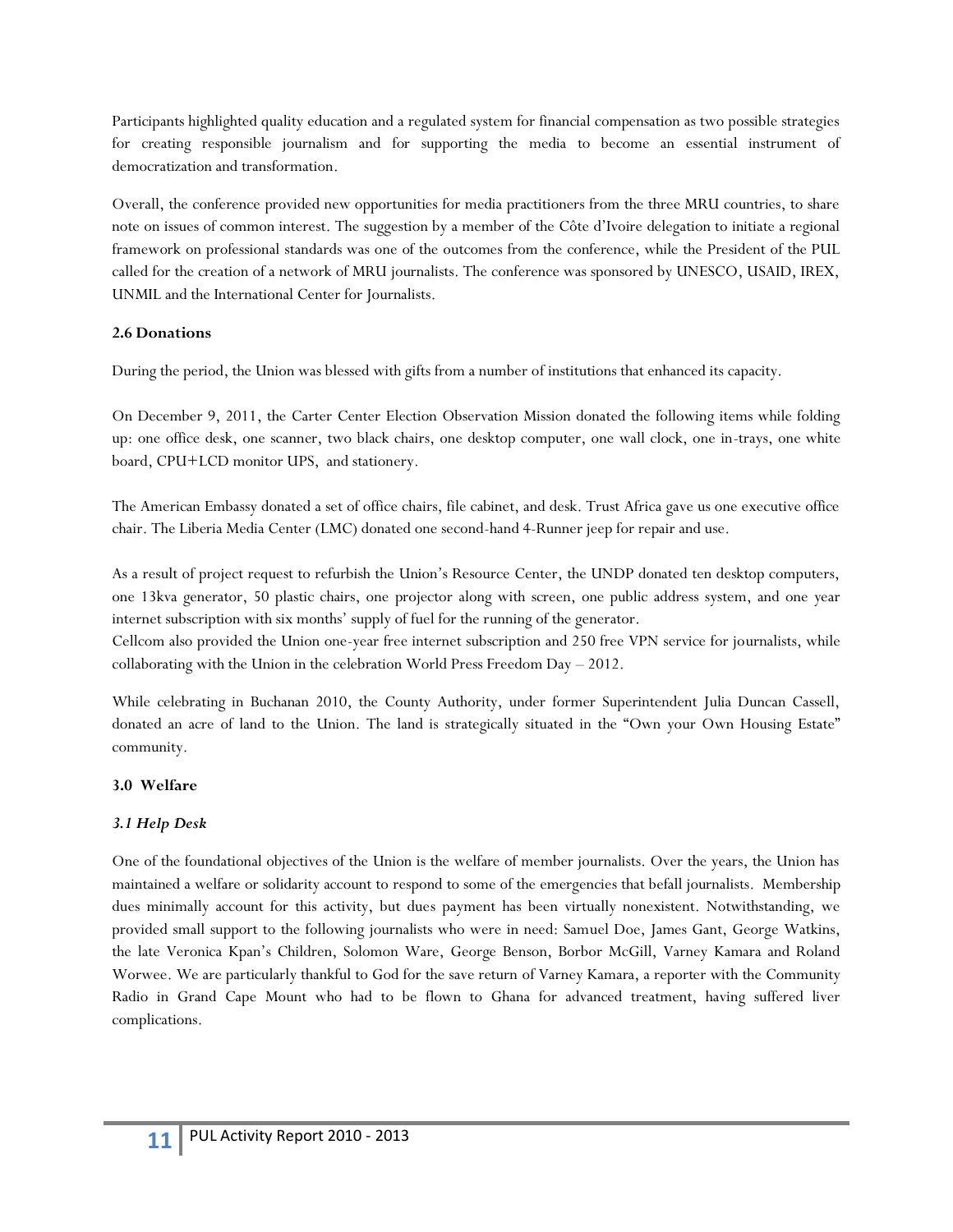Participants highlighted quality education and a regulated system for financial compensation as two possible strategies for creating responsible journalism and for supporting the media to become an essential instrument of democratization and transformation.

Overall, the conference provided new opportunities for media practitioners from the three MRU countries, to share note on issues of common interest. The suggestion by a member of the Côte d'Ivoire delegation to initiate a regional framework on professional standards was one of the outcomes from the conference, while the President of the PUL called for the creation of a network of MRU journalists. The conference was sponsored by UNESCO, USAID, IREX, UNMIL and the International Center for Journalists.

**2.6 Donations**

During the period, the Union was blessed with gifts from a number of institutions that enhanced its capacity.

On December 9, 2011, the Carter Center Election Observation Mission donated the following items while folding up: one office desk, one scanner, two black chairs, one desktop computer, one wall clock, one in-trays, one white board, CPU+LCD monitor UPS, and stationery.

The American Embassy donated a set of office chairs, file cabinet, and desk. Trust Africa gave us one executive office chair. The Liberia Media Center (LMC) donated one second-hand 4-Runner jeep for repair and use.

As a result of project request to refurbish the Union's Resource Center, the UNDP donated ten desktop computers, one 13kva generator, 50 plastic chairs, one projector along with screen, one public address system, and one year internet subscription with six months' supply of fuel for the running of the generator.
Cellcom also provided the Union one-year free internet subscription and 250 free VPN service for journalists, while collaborating with the Union in the celebration World Press Freedom Day – 2012.

While celebrating in Buchanan 2010, the County Authority, under former Superintendent Julia Duncan Cassell, donated an acre of land to the Union. The land is strategically situated in the "Own your Own Housing Estate" community.

**3.0 Welfare**

***3.1 Help Desk***

One of the foundational objectives of the Union is the welfare of member journalists. Over the years, the Union has maintained a welfare or solidarity account to respond to some of the emergencies that befall journalists. Membership dues minimally account for this activity, but dues payment has been virtually nonexistent. Notwithstanding, we provided small support to the following journalists who were in need: Samuel Doe, James Gant, George Watkins, the late Veronica Kpan's Children, Solomon Ware, George Benson, Borbor McGill, Varney Kamara and Roland Worwee. We are particularly thankful to God for the save return of Varney Kamara, a reporter with the Community Radio in Grand Cape Mount who had to be flown to Ghana for advanced treatment, having suffered liver complications.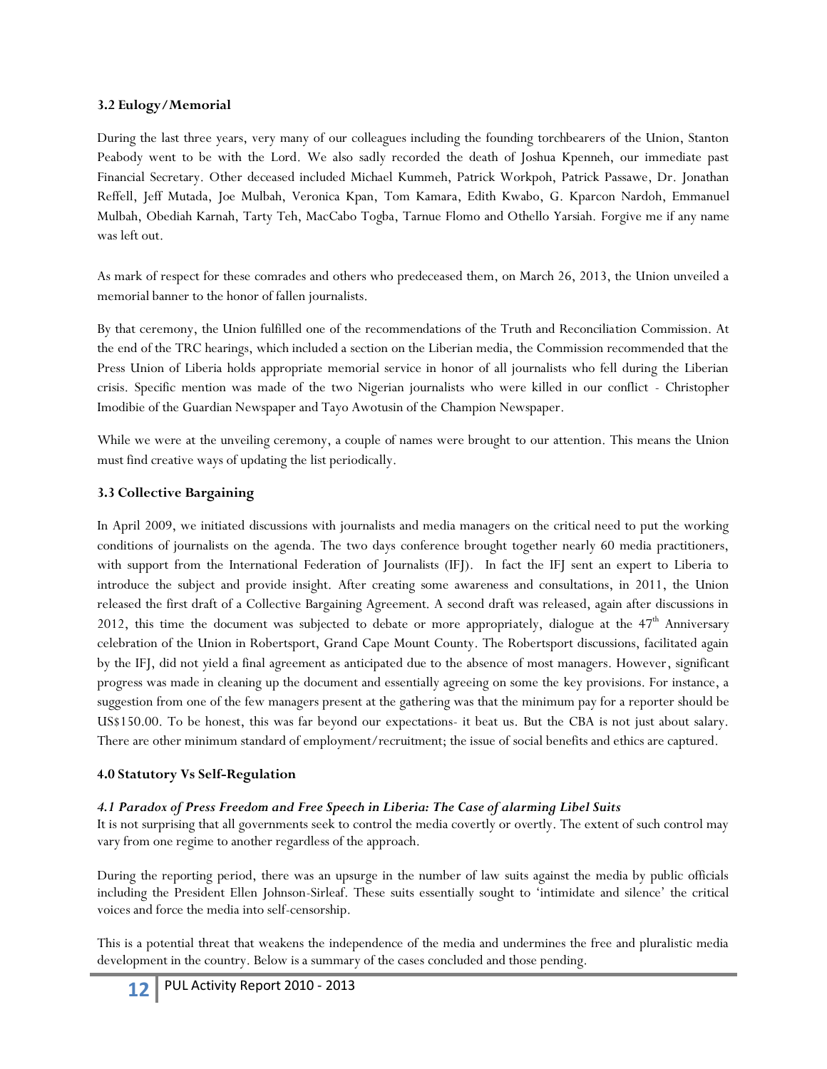### 3.2 Eulogy/Memorial

During the last three years, very many of our colleagues including the founding torchbearers of the Union, Stanton Peabody went to be with the Lord. We also sadly recorded the death of Joshua Kpenneh, our immediate past Financial Secretary. Other deceased included Michael Kummeh, Patrick Workpoh, Patrick Passawe, Dr. Jonathan Reffell, Jeff Mutada, Joe Mulbah, Veronica Kpan, Tom Kamara, Edith Kwabo, G. Kparcon Nardoh, Emmanuel Mulbah, Obediah Karnah, Tarty Teh, MacCabo Togba, Tarnue Flomo and Othello Yarsiah. Forgive me if any name was left out.

As mark of respect for these comrades and others who predeceased them, on March 26, 2013, the Union unveiled a memorial banner to the honor of fallen journalists.

By that ceremony, the Union fulfilled one of the recommendations of the Truth and Reconciliation Commission. At the end of the TRC hearings, which included a section on the Liberian media, the Commission recommended that the Press Union of Liberia holds appropriate memorial service in honor of all journalists who fell during the Liberian crisis. Specific mention was made of the two Nigerian journalists who were killed in our conflict - Christopher Imodibie of the Guardian Newspaper and Tayo Awotusin of the Champion Newspaper.

While we were at the unveiling ceremony, a couple of names were brought to our attention. This means the Union must find creative ways of updating the list periodically.

### 3.3 Collective Bargaining

In April 2009, we initiated discussions with journalists and media managers on the critical need to put the working conditions of journalists on the agenda. The two days conference brought together nearly 60 media practitioners, with support from the International Federation of Journalists (IFJ). In fact the IFJ sent an expert to Liberia to introduce the subject and provide insight. After creating some awareness and consultations, in 2011, the Union released the first draft of a Collective Bargaining Agreement. A second draft was released, again after discussions in 2012, this time the document was subjected to debate or more appropriately, dialogue at the 47th Anniversary celebration of the Union in Robertsport, Grand Cape Mount County. The Robertsport discussions, facilitated again by the IFJ, did not yield a final agreement as anticipated due to the absence of most managers. However, significant progress was made in cleaning up the document and essentially agreeing on some the key provisions. For instance, a suggestion from one of the few managers present at the gathering was that the minimum pay for a reporter should be US$150.00. To be honest, this was far beyond our expectations- it beat us. But the CBA is not just about salary. There are other minimum standard of employment/recruitment; the issue of social benefits and ethics are captured.

## 4.0 Statutory Vs Self-Regulation

#### *4.1 Paradox of Press Freedom and Free Speech in Liberia: The Case of alarming Libel Suits*

It is not surprising that all governments seek to control the media covertly or overtly. The extent of such control may vary from one regime to another regardless of the approach.

During the reporting period, there was an upsurge in the number of law suits against the media by public officials including the President Ellen Johnson-Sirleaf. These suits essentially sought to 'intimidate and silence' the critical voices and force the media into self-censorship.

This is a potential threat that weakens the independence of the media and undermines the free and pluralistic media development in the country. Below is a summary of the cases concluded and those pending.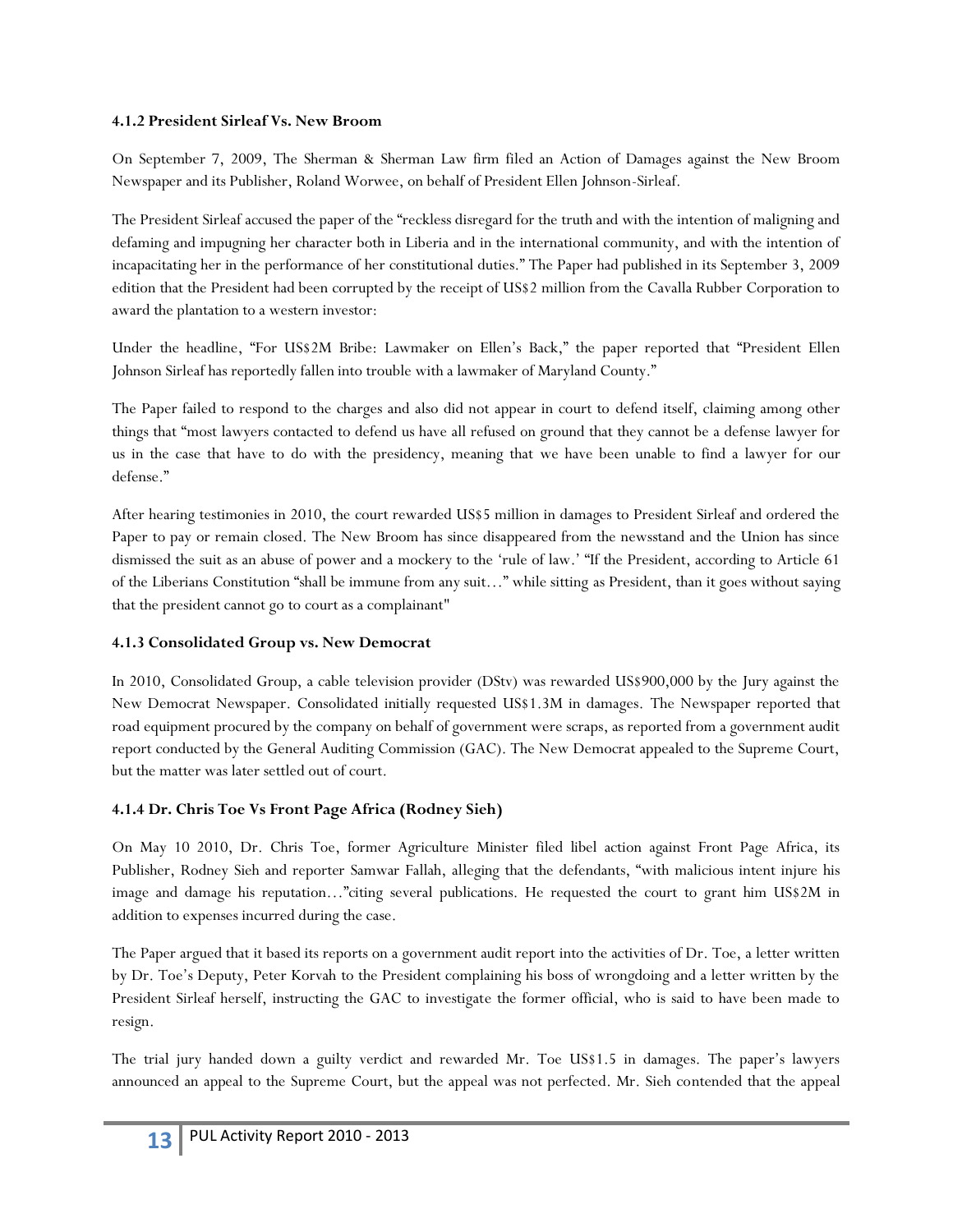#### 4.1.2 President Sirleaf Vs. New Broom

On September 7, 2009, The Sherman & Sherman Law firm filed an Action of Damages against the New Broom Newspaper and its Publisher, Roland Worwee, on behalf of President Ellen Johnson-Sirleaf.

The President Sirleaf accused the paper of the "reckless disregard for the truth and with the intention of maligning and defaming and impugning her character both in Liberia and in the international community, and with the intention of incapacitating her in the performance of her constitutional duties." The Paper had published in its September 3, 2009 edition that the President had been corrupted by the receipt of US$2 million from the Cavalla Rubber Corporation to award the plantation to a western investor:

Under the headline, "For US$2M Bribe: Lawmaker on Ellen's Back," the paper reported that "President Ellen Johnson Sirleaf has reportedly fallen into trouble with a lawmaker of Maryland County."

The Paper failed to respond to the charges and also did not appear in court to defend itself, claiming among other things that "most lawyers contacted to defend us have all refused on ground that they cannot be a defense lawyer for us in the case that have to do with the presidency, meaning that we have been unable to find a lawyer for our defense."

After hearing testimonies in 2010, the court rewarded US$5 million in damages to President Sirleaf and ordered the Paper to pay or remain closed. The New Broom has since disappeared from the newsstand and the Union has since dismissed the suit as an abuse of power and a mockery to the 'rule of law.' "If the President, according to Article 61 of the Liberians Constitution "shall be immune from any suit…" while sitting as President, than it goes without saying that the president cannot go to court as a complainant"

#### 4.1.3 Consolidated Group vs. New Democrat

In 2010, Consolidated Group, a cable television provider (DStv) was rewarded US$900,000 by the Jury against the New Democrat Newspaper. Consolidated initially requested US$1.3M in damages. The Newspaper reported that road equipment procured by the company on behalf of government were scraps, as reported from a government audit report conducted by the General Auditing Commission (GAC). The New Democrat appealed to the Supreme Court, but the matter was later settled out of court.

#### 4.1.4 Dr. Chris Toe Vs Front Page Africa (Rodney Sieh)

On May 10 2010, Dr. Chris Toe, former Agriculture Minister filed libel action against Front Page Africa, its Publisher, Rodney Sieh and reporter Samwar Fallah, alleging that the defendants, "with malicious intent injure his image and damage his reputation…"citing several publications. He requested the court to grant him US$2M in addition to expenses incurred during the case.

The Paper argued that it based its reports on a government audit report into the activities of Dr. Toe, a letter written by Dr. Toe's Deputy, Peter Korvah to the President complaining his boss of wrongdoing and a letter written by the President Sirleaf herself, instructing the GAC to investigate the former official, who is said to have been made to resign.

The trial jury handed down a guilty verdict and rewarded Mr. Toe US$1.5 in damages. The paper's lawyers announced an appeal to the Supreme Court, but the appeal was not perfected. Mr. Sieh contended that the appeal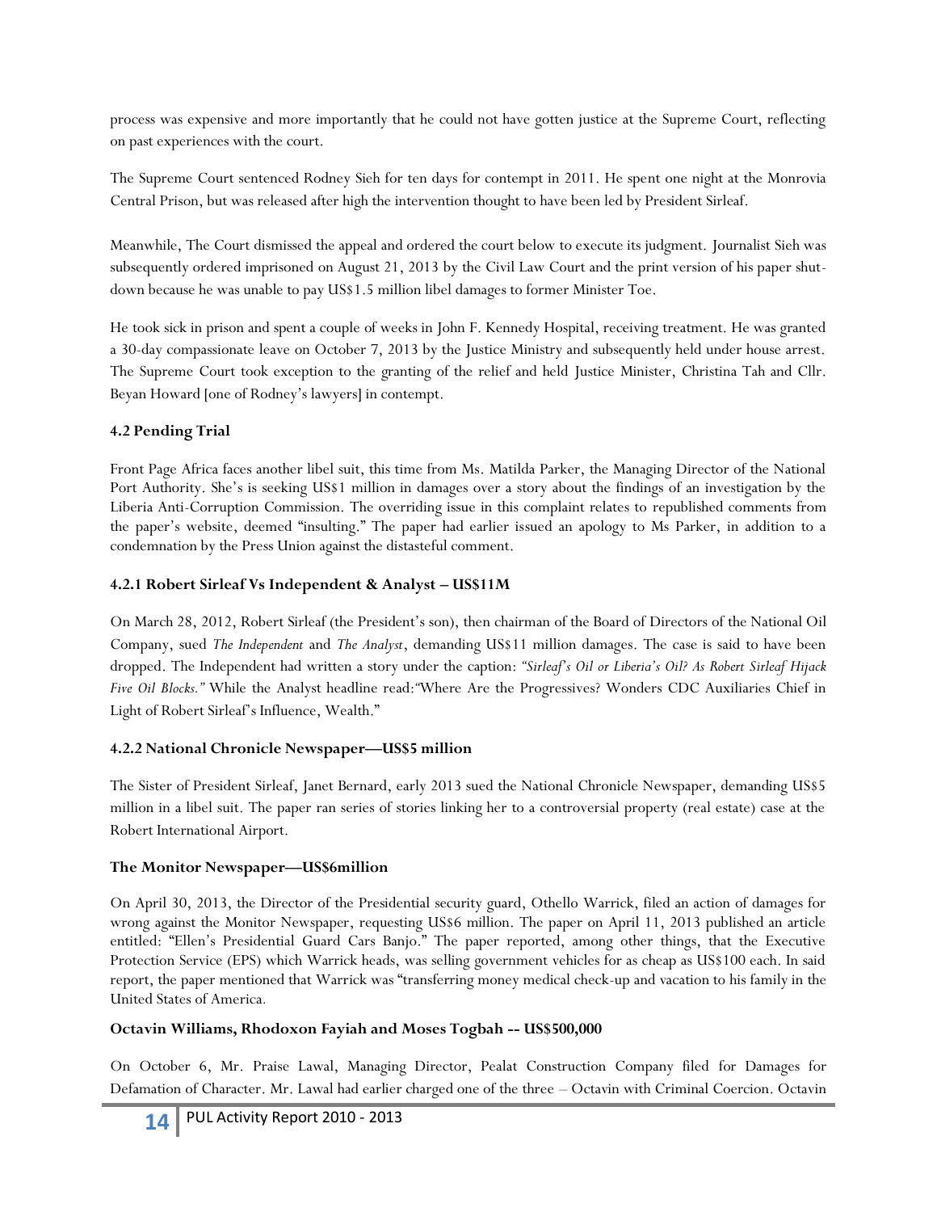process was expensive and more importantly that he could not have gotten justice at the Supreme Court, reflecting on past experiences with the court.

The Supreme Court sentenced Rodney Sieh for ten days for contempt in 2011. He spent one night at the Monrovia Central Prison, but was released after high the intervention thought to have been led by President Sirleaf.

Meanwhile, The Court dismissed the appeal and ordered the court below to execute its judgment. Journalist Sieh was subsequently ordered imprisoned on August 21, 2013 by the Civil Law Court and the print version of his paper shut-down because he was unable to pay US$1.5 million libel damages to former Minister Toe.

He took sick in prison and spent a couple of weeks in John F. Kennedy Hospital, receiving treatment. He was granted a 30-day compassionate leave on October 7, 2013 by the Justice Ministry and subsequently held under house arrest. The Supreme Court took exception to the granting of the relief and held Justice Minister, Christina Tah and Cllr. Beyan Howard [one of Rodney's lawyers] in contempt.

### 4.2 Pending Trial

Front Page Africa faces another libel suit, this time from Ms. Matilda Parker, the Managing Director of the National Port Authority. She's is seeking US$1 million in damages over a story about the findings of an investigation by the Liberia Anti-Corruption Commission. The overriding issue in this complaint relates to republished comments from the paper's website, deemed "insulting." The paper had earlier issued an apology to Ms Parker, in addition to a condemnation by the Press Union against the distasteful comment.

#### 4.2.1 Robert Sirleaf Vs Independent & Analyst – US$11M

On March 28, 2012, Robert Sirleaf (the President's son), then chairman of the Board of Directors of the National Oil Company, sued *The Independent* and *The Analyst*, demanding US$11 million damages. The case is said to have been dropped. The Independent had written a story under the caption: *"Sirleaf's Oil or Liberia's Oil? As Robert Sirleaf Hijack Five Oil Blocks."* While the Analyst headline read:"Where Are the Progressives? Wonders CDC Auxiliaries Chief in Light of Robert Sirleaf's Influence, Wealth."

#### 4.2.2 National Chronicle Newspaper—US$5 million

The Sister of President Sirleaf, Janet Bernard, early 2013 sued the National Chronicle Newspaper, demanding US$5 million in a libel suit. The paper ran series of stories linking her to a controversial property (real estate) case at the Robert International Airport.

#### The Monitor Newspaper—US$6million

On April 30, 2013, the Director of the Presidential security guard, Othello Warrick, filed an action of damages for wrong against the Monitor Newspaper, requesting US$6 million. The paper on April 11, 2013 published an article entitled: "Ellen's Presidential Guard Cars Banjo." The paper reported, among other things, that the Executive Protection Service (EPS) which Warrick heads, was selling government vehicles for as cheap as US$100 each. In said report, the paper mentioned that Warrick was "transferring money medical check-up and vacation to his family in the United States of America.

#### Octavin Williams, Rhodoxon Fayiah and Moses Togbah -- US$500,000

On October 6, Mr. Praise Lawal, Managing Director, Pealat Construction Company filed for Damages for Defamation of Character. Mr. Lawal had earlier charged one of the three – Octavin with Criminal Coercion. Octavin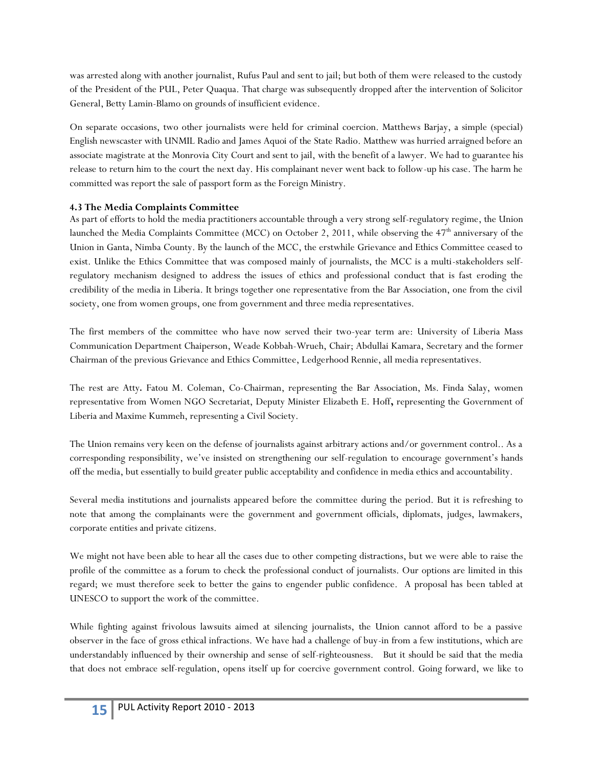was arrested along with another journalist, Rufus Paul and sent to jail; but both of them were released to the custody of the President of the PUL, Peter Quaqua. That charge was subsequently dropped after the intervention of Solicitor General, Betty Lamin-Blamo on grounds of insufficient evidence.

On separate occasions, two other journalists were held for criminal coercion. Matthews Barjay, a simple (special) English newscaster with UNMIL Radio and James Aquoi of the State Radio. Matthew was hurried arraigned before an associate magistrate at the Monrovia City Court and sent to jail, with the benefit of a lawyer. We had to guarantee his release to return him to the court the next day. His complainant never went back to follow-up his case. The harm he committed was report the sale of passport form as the Foreign Ministry.

### 4.3 The Media Complaints Committee

As part of efforts to hold the media practitioners accountable through a very strong self-regulatory regime, the Union launched the Media Complaints Committee (MCC) on October 2, 2011, while observing the 47th anniversary of the Union in Ganta, Nimba County. By the launch of the MCC, the erstwhile Grievance and Ethics Committee ceased to exist. Unlike the Ethics Committee that was composed mainly of journalists, the MCC is a multi-stakeholders self-regulatory mechanism designed to address the issues of ethics and professional conduct that is fast eroding the credibility of the media in Liberia. It brings together one representative from the Bar Association, one from the civil society, one from women groups, one from government and three media representatives.

The first members of the committee who have now served their two-year term are: University of Liberia Mass Communication Department Chaiperson, Weade Kobbah-Wrueh, Chair; Abdullai Kamara, Secretary and the former Chairman of the previous Grievance and Ethics Committee, Ledgerhood Rennie, all media representatives.

The rest are Atty**.** Fatou M. Coleman, Co-Chairman, representing the Bar Association, Ms. Finda Salay, women representative from Women NGO Secretariat, Deputy Minister Elizabeth E. Hoff**,** representing the Government of Liberia and Maxime Kummeh, representing a Civil Society.

The Union remains very keen on the defense of journalists against arbitrary actions and/or government control.. As a corresponding responsibility, we've insisted on strengthening our self-regulation to encourage government's hands off the media, but essentially to build greater public acceptability and confidence in media ethics and accountability.

Several media institutions and journalists appeared before the committee during the period. But it is refreshing to note that among the complainants were the government and government officials, diplomats, judges, lawmakers, corporate entities and private citizens.

We might not have been able to hear all the cases due to other competing distractions, but we were able to raise the profile of the committee as a forum to check the professional conduct of journalists. Our options are limited in this regard; we must therefore seek to better the gains to engender public confidence. A proposal has been tabled at UNESCO to support the work of the committee.

While fighting against frivolous lawsuits aimed at silencing journalists, the Union cannot afford to be a passive observer in the face of gross ethical infractions. We have had a challenge of buy-in from a few institutions, which are understandably influenced by their ownership and sense of self-righteousness. But it should be said that the media that does not embrace self-regulation, opens itself up for coercive government control. Going forward, we like to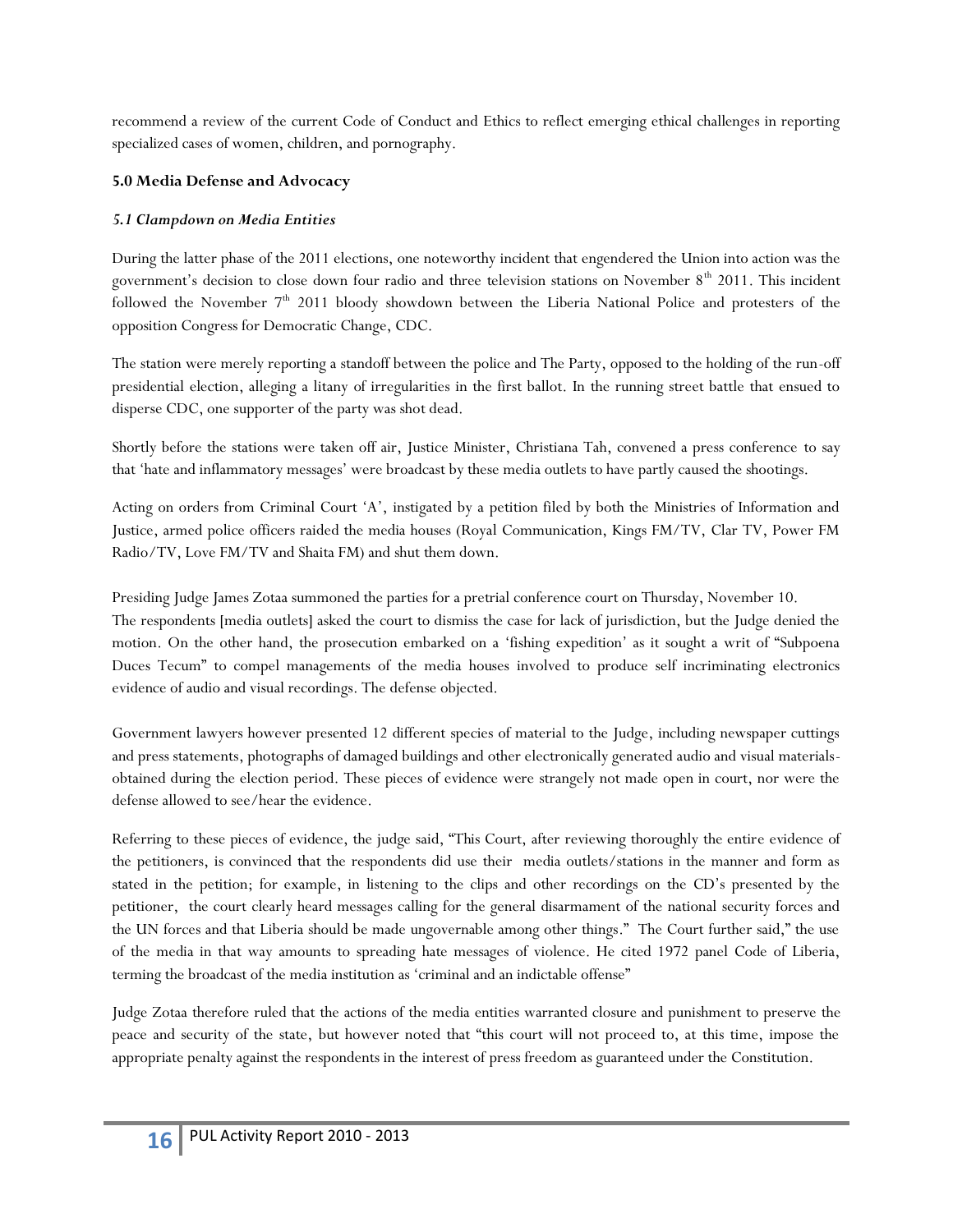recommend a review of the current Code of Conduct and Ethics to reflect emerging ethical challenges in reporting specialized cases of women, children, and pornography.

## 5.0 Media Defense and Advocacy

### *5.1 Clampdown on Media Entities*

During the latter phase of the 2011 elections, one noteworthy incident that engendered the Union into action was the government's decision to close down four radio and three television stations on November 8th 2011. This incident followed the November 7th 2011 bloody showdown between the Liberia National Police and protesters of the opposition Congress for Democratic Change, CDC.

The station were merely reporting a standoff between the police and The Party, opposed to the holding of the run-off presidential election, alleging a litany of irregularities in the first ballot. In the running street battle that ensued to disperse CDC, one supporter of the party was shot dead.

Shortly before the stations were taken off air, Justice Minister, Christiana Tah, convened a press conference to say that 'hate and inflammatory messages' were broadcast by these media outlets to have partly caused the shootings.

Acting on orders from Criminal Court 'A', instigated by a petition filed by both the Ministries of Information and Justice, armed police officers raided the media houses (Royal Communication, Kings FM/TV, Clar TV, Power FM Radio/TV, Love FM/TV and Shaita FM) and shut them down.

Presiding Judge James Zotaa summoned the parties for a pretrial conference court on Thursday, November 10.
The respondents [media outlets] asked the court to dismiss the case for lack of jurisdiction, but the Judge denied the motion. On the other hand, the prosecution embarked on a 'fishing expedition' as it sought a writ of "Subpoena Duces Tecum" to compel managements of the media houses involved to produce self incriminating electronics evidence of audio and visual recordings. The defense objected.

Government lawyers however presented 12 different species of material to the Judge, including newspaper cuttings and press statements, photographs of damaged buildings and other electronically generated audio and visual materials- obtained during the election period. These pieces of evidence were strangely not made open in court, nor were the defense allowed to see/hear the evidence.

Referring to these pieces of evidence, the judge said, "This Court, after reviewing thoroughly the entire evidence of the petitioners, is convinced that the respondents did use their media outlets/stations in the manner and form as stated in the petition; for example, in listening to the clips and other recordings on the CD's presented by the petitioner, the court clearly heard messages calling for the general disarmament of the national security forces and the UN forces and that Liberia should be made ungovernable among other things." The Court further said," the use of the media in that way amounts to spreading hate messages of violence. He cited 1972 panel Code of Liberia, terming the broadcast of the media institution as 'criminal and an indictable offense"

Judge Zotaa therefore ruled that the actions of the media entities warranted closure and punishment to preserve the peace and security of the state, but however noted that "this court will not proceed to, at this time, impose the appropriate penalty against the respondents in the interest of press freedom as guaranteed under the Constitution.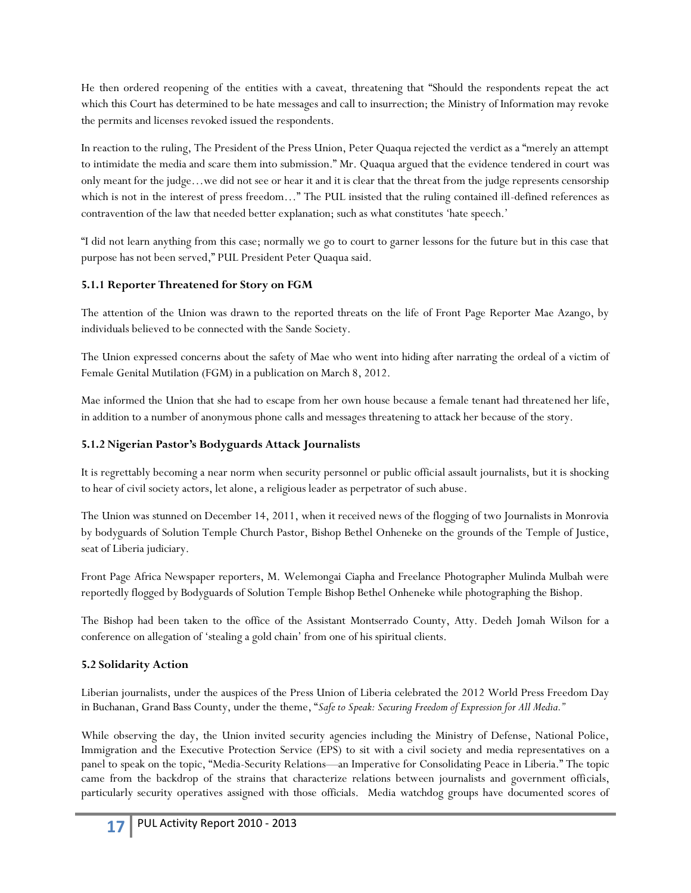He then ordered reopening of the entities with a caveat, threatening that "Should the respondents repeat the act which this Court has determined to be hate messages and call to insurrection; the Ministry of Information may revoke the permits and licenses revoked issued the respondents.

In reaction to the ruling, The President of the Press Union, Peter Quaqua rejected the verdict as a "merely an attempt to intimidate the media and scare them into submission." Mr. Quaqua argued that the evidence tendered in court was only meant for the judge…we did not see or hear it and it is clear that the threat from the judge represents censorship which is not in the interest of press freedom…" The PUL insisted that the ruling contained ill-defined references as contravention of the law that needed better explanation; such as what constitutes 'hate speech.'

"I did not learn anything from this case; normally we go to court to garner lessons for the future but in this case that purpose has not been served," PUL President Peter Quaqua said.

### 5.1.1 Reporter Threatened for Story on FGM

The attention of the Union was drawn to the reported threats on the life of Front Page Reporter Mae Azango, by individuals believed to be connected with the Sande Society.

The Union expressed concerns about the safety of Mae who went into hiding after narrating the ordeal of a victim of Female Genital Mutilation (FGM) in a publication on March 8, 2012.

Mae informed the Union that she had to escape from her own house because a female tenant had threatened her life, in addition to a number of anonymous phone calls and messages threatening to attack her because of the story.

### 5.1.2 Nigerian Pastor's Bodyguards Attack Journalists

It is regrettably becoming a near norm when security personnel or public official assault journalists, but it is shocking to hear of civil society actors, let alone, a religious leader as perpetrator of such abuse.

The Union was stunned on December 14, 2011, when it received news of the flogging of two Journalists in Monrovia by bodyguards of Solution Temple Church Pastor, Bishop Bethel Onheneke on the grounds of the Temple of Justice, seat of Liberia judiciary.

Front Page Africa Newspaper reporters, M. Welemongai Ciapha and Freelance Photographer Mulinda Mulbah were reportedly flogged by Bodyguards of Solution Temple Bishop Bethel Onheneke while photographing the Bishop.

The Bishop had been taken to the office of the Assistant Montserrado County, Atty. Dedeh Jomah Wilson for a conference on allegation of 'stealing a gold chain' from one of his spiritual clients.

### 5.2 Solidarity Action

Liberian journalists, under the auspices of the Press Union of Liberia celebrated the 2012 World Press Freedom Day in Buchanan, Grand Bass County, under the theme, "*Safe to Speak: Securing Freedom of Expression for All Media.*"

While observing the day, the Union invited security agencies including the Ministry of Defense, National Police, Immigration and the Executive Protection Service (EPS) to sit with a civil society and media representatives on a panel to speak on the topic, "Media-Security Relations—an Imperative for Consolidating Peace in Liberia." The topic came from the backdrop of the strains that characterize relations between journalists and government officials, particularly security operatives assigned with those officials. Media watchdog groups have documented scores of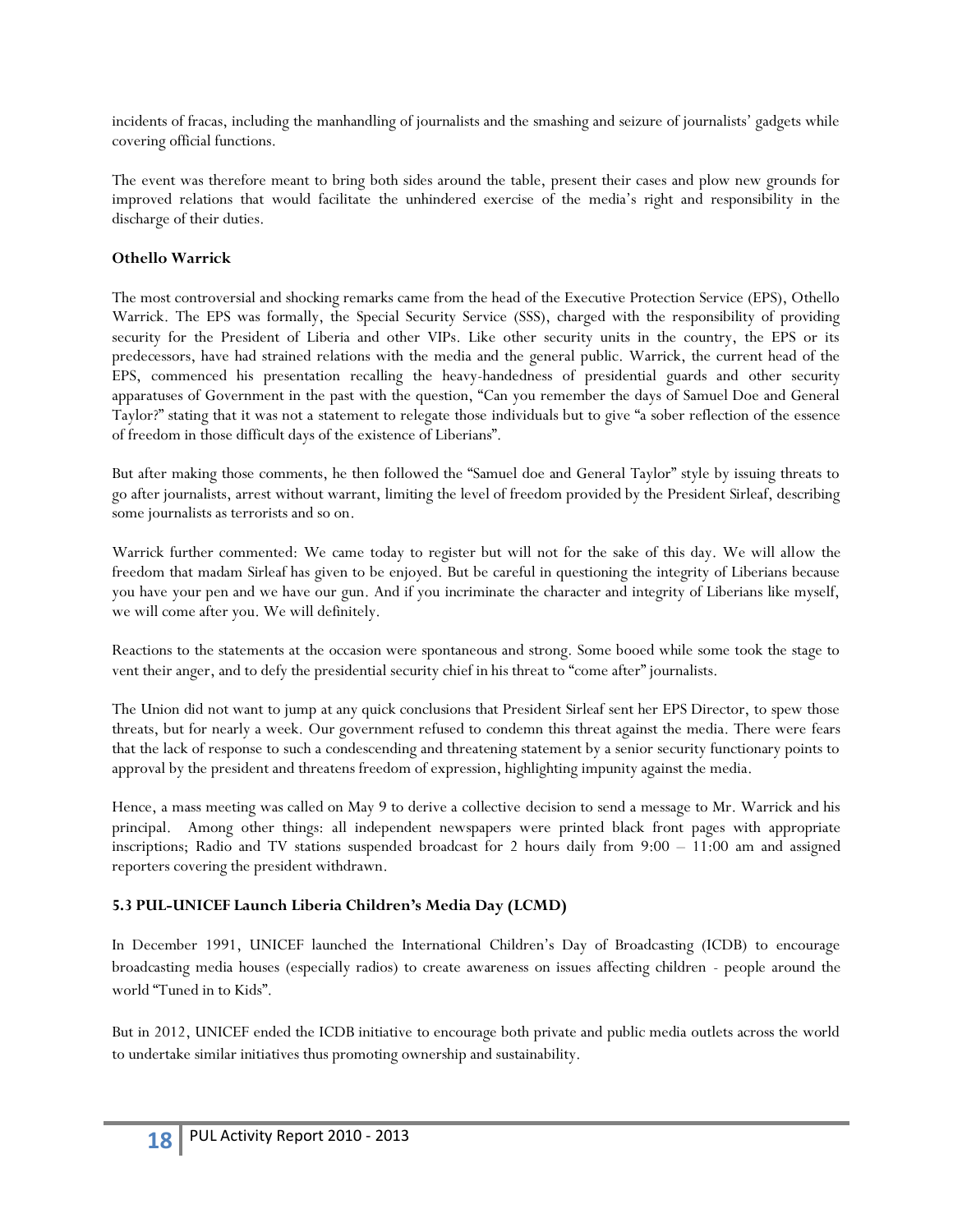incidents of fracas, including the manhandling of journalists and the smashing and seizure of journalists' gadgets while covering official functions.

The event was therefore meant to bring both sides around the table, present their cases and plow new grounds for improved relations that would facilitate the unhindered exercise of the media's right and responsibility in the discharge of their duties.

**Othello Warrick**

The most controversial and shocking remarks came from the head of the Executive Protection Service (EPS), Othello Warrick. The EPS was formally, the Special Security Service (SSS), charged with the responsibility of providing security for the President of Liberia and other VIPs. Like other security units in the country, the EPS or its predecessors, have had strained relations with the media and the general public. Warrick, the current head of the EPS, commenced his presentation recalling the heavy-handedness of presidential guards and other security apparatuses of Government in the past with the question, "Can you remember the days of Samuel Doe and General Taylor?" stating that it was not a statement to relegate those individuals but to give "a sober reflection of the essence of freedom in those difficult days of the existence of Liberians".

But after making those comments, he then followed the "Samuel doe and General Taylor" style by issuing threats to go after journalists, arrest without warrant, limiting the level of freedom provided by the President Sirleaf, describing some journalists as terrorists and so on.

Warrick further commented: We came today to register but will not for the sake of this day. We will allow the freedom that madam Sirleaf has given to be enjoyed. But be careful in questioning the integrity of Liberians because you have your pen and we have our gun. And if you incriminate the character and integrity of Liberians like myself, we will come after you. We will definitely.

Reactions to the statements at the occasion were spontaneous and strong. Some booed while some took the stage to vent their anger, and to defy the presidential security chief in his threat to "come after" journalists.

The Union did not want to jump at any quick conclusions that President Sirleaf sent her EPS Director, to spew those threats, but for nearly a week. Our government refused to condemn this threat against the media. There were fears that the lack of response to such a condescending and threatening statement by a senior security functionary points to approval by the president and threatens freedom of expression, highlighting impunity against the media.

Hence, a mass meeting was called on May 9 to derive a collective decision to send a message to Mr. Warrick and his principal. Among other things: all independent newspapers were printed black front pages with appropriate inscriptions; Radio and TV stations suspended broadcast for 2 hours daily from 9:00 – 11:00 am and assigned reporters covering the president withdrawn.

### 5.3 PUL-UNICEF Launch Liberia Children's Media Day (LCMD)

In December 1991, UNICEF launched the International Children's Day of Broadcasting (ICDB) to encourage broadcasting media houses (especially radios) to create awareness on issues affecting children - people around the world "Tuned in to Kids".

But in 2012, UNICEF ended the ICDB initiative to encourage both private and public media outlets across the world to undertake similar initiatives thus promoting ownership and sustainability.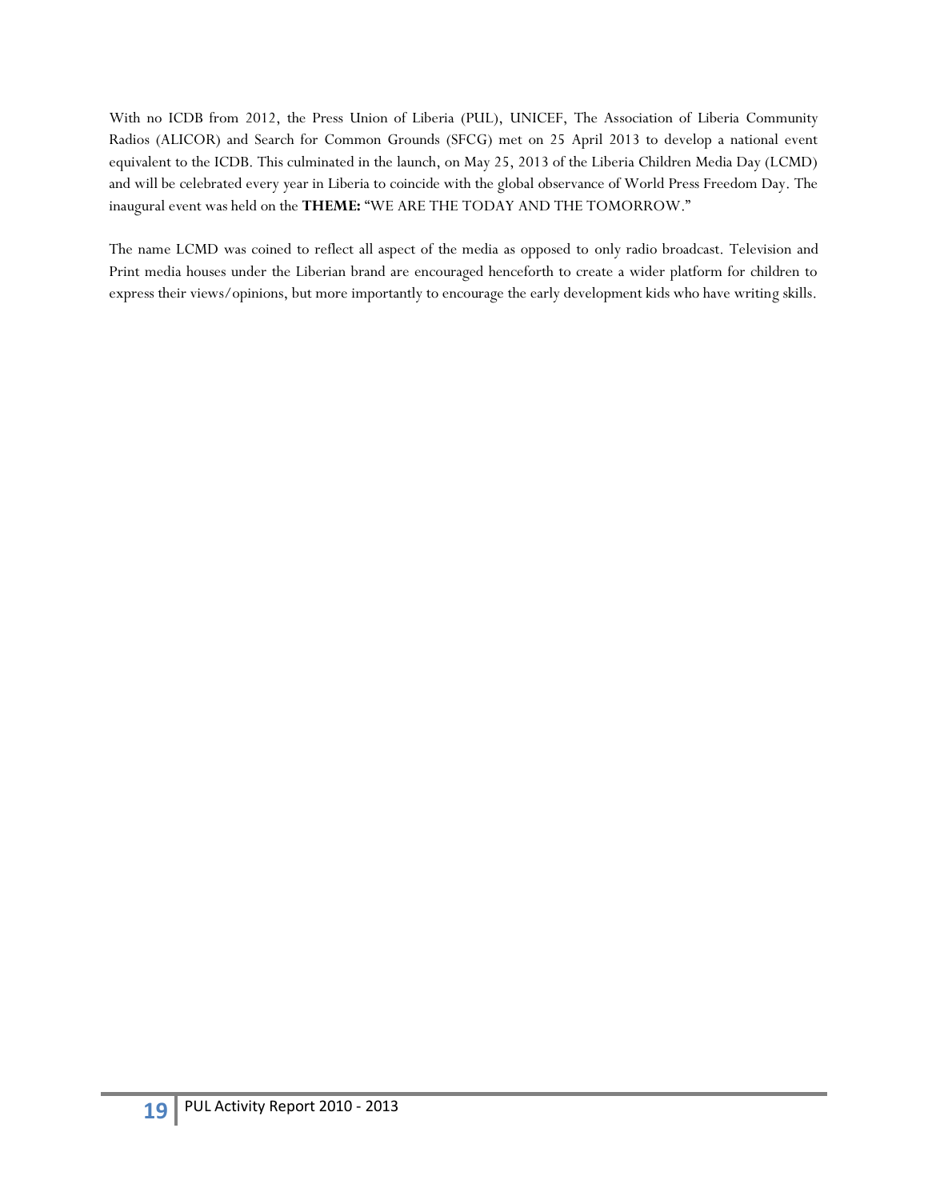With no ICDB from 2012, the Press Union of Liberia (PUL), UNICEF, The Association of Liberia Community Radios (ALICOR) and Search for Common Grounds (SFCG) met on 25 April 2013 to develop a national event equivalent to the ICDB. This culminated in the launch, on May 25, 2013 of the Liberia Children Media Day (LCMD) and will be celebrated every year in Liberia to coincide with the global observance of World Press Freedom Day. The inaugural event was held on the **THEME:** "WE ARE THE TODAY AND THE TOMORROW."

The name LCMD was coined to reflect all aspect of the media as opposed to only radio broadcast. Television and Print media houses under the Liberian brand are encouraged henceforth to create a wider platform for children to express their views/opinions, but more importantly to encourage the early development kids who have writing skills.